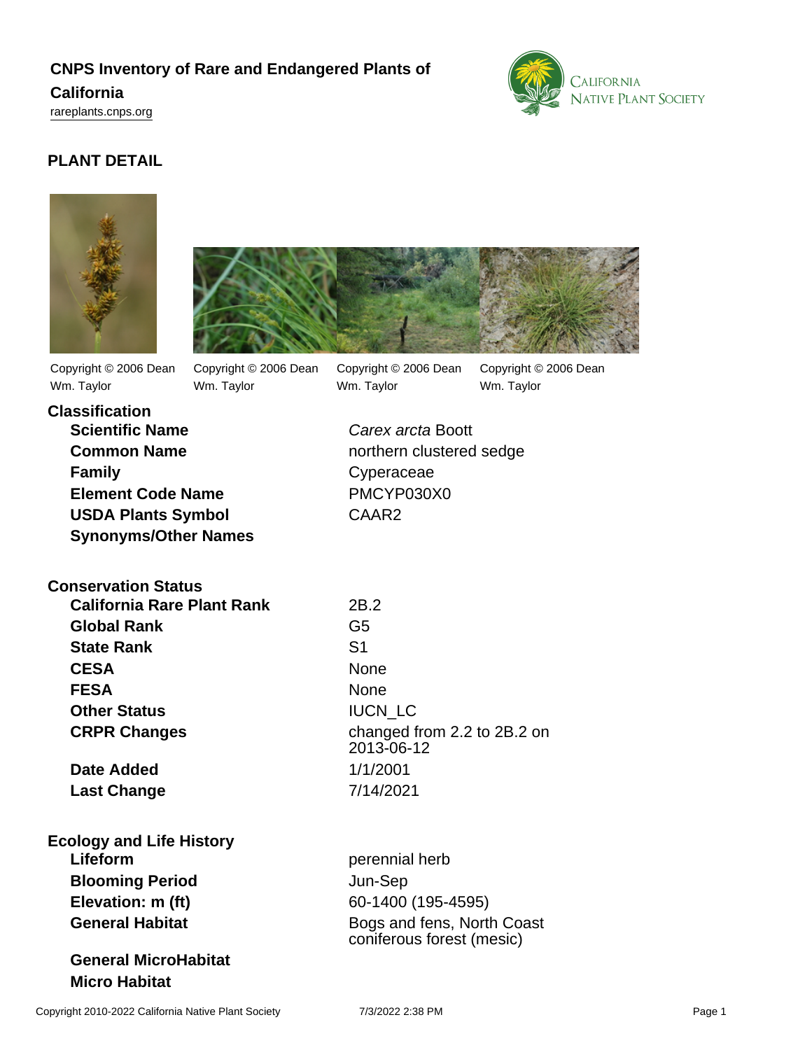# CNPS Inventory of Rare and Endangered Plants of California

rareplants.cnps.org

## PLANT DETAIL

Copyright © 2006 Dean Wm. Taylor

Copyright © 2006 Dean Wm. Taylor

Copyright © 2006 Dean Wm. Taylor

Copyright © 2006 Dean Wm. Taylor

### Classification

| | |
|---|---|
| **Scientific Name** | *Carex arcta* Boott |
| **Common Name** | northern clustered sedge |
| **Family** | Cyperaceae |
| **Element Code Name** | PMCYP030X0 |
| **USDA Plants Symbol** | CAAR2 |
| **Synonyms/Other Names** | |

### Conservation Status

| | |
|---|---|
| **California Rare Plant Rank** | 2B.2 |
| **Global Rank** | G5 |
| **State Rank** | S1 |
| **CESA** | None |
| **FESA** | None |
| **Other Status** | IUCN_LC |
| **CRPR Changes** | changed from 2.2 to 2B.2 on 2013-06-12 |
| **Date Added** | 1/1/2001 |
| **Last Change** | 7/14/2021 |

### Ecology and Life History

| | |
|---|---|
| **Lifeform** | perennial herb |
| **Blooming Period** | Jun-Sep |
| **Elevation: m (ft)** | 60-1400 (195-4595) |
| **General Habitat** | Bogs and fens, North Coast coniferous forest (mesic) |
| **General MicroHabitat** | |
| **Micro Habitat** | |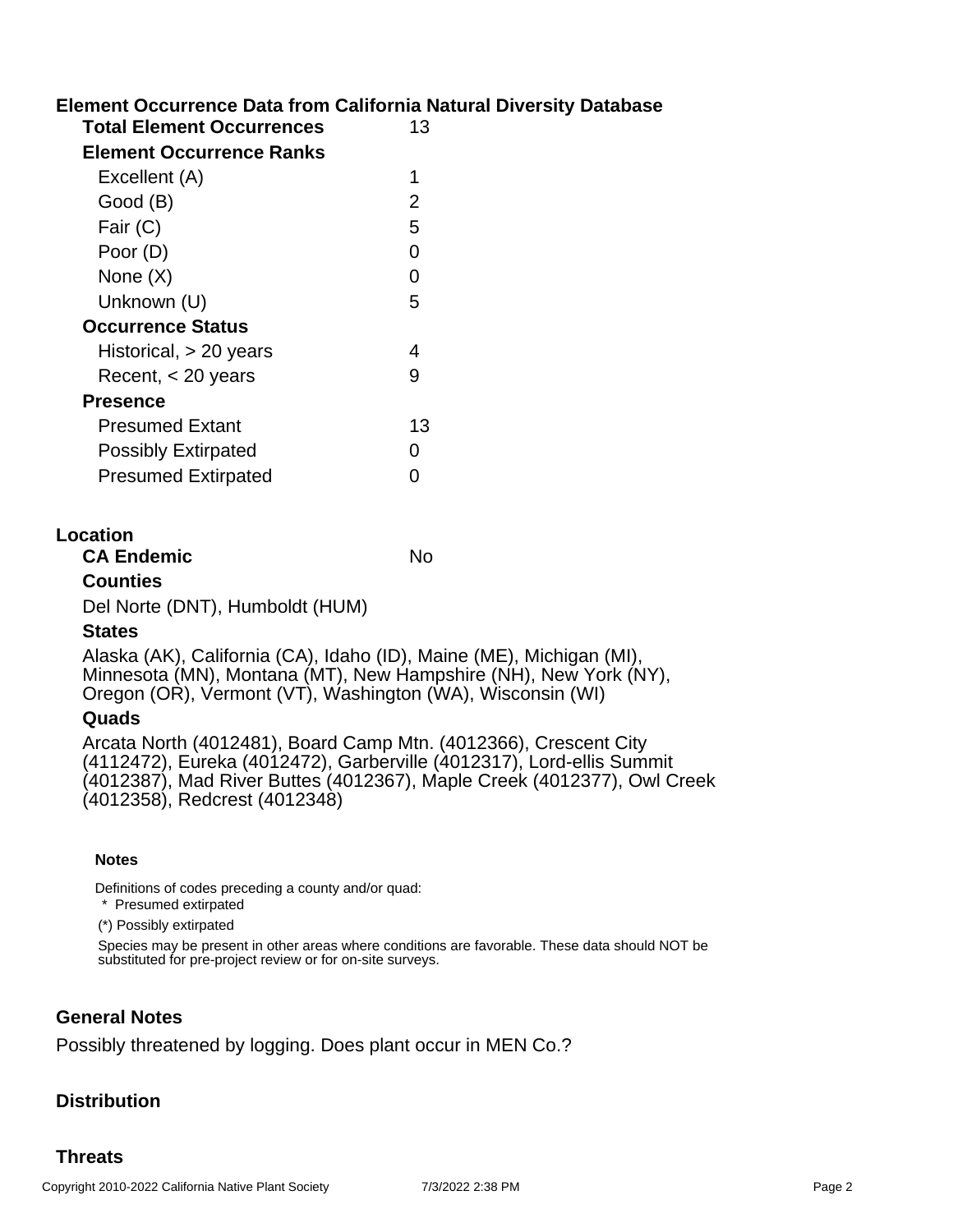## Element Occurrence Data from California Natural Diversity Database

| | |
|---|---|
| **Total Element Occurrences** | 13 |
| **Element Occurrence Ranks** | |
| Excellent (A) | 1 |
| Good (B) | 2 |
| Fair (C) | 5 |
| Poor (D) | 0 |
| None (X) | 0 |
| Unknown (U) | 5 |
| **Occurrence Status** | |
| Historical, > 20 years | 4 |
| Recent, < 20 years | 9 |
| **Presence** | |
| Presumed Extant | 13 |
| Possibly Extirpated | 0 |
| Presumed Extirpated | 0 |

## Location

**CA Endemic** No

### Counties

Del Norte (DNT), Humboldt (HUM)

### States

Alaska (AK), California (CA), Idaho (ID), Maine (ME), Michigan (MI), Minnesota (MN), Montana (MT), New Hampshire (NH), New York (NY), Oregon (OR), Vermont (VT), Washington (WA), Wisconsin (WI)

### Quads

Arcata North (4012481), Board Camp Mtn. (4012366), Crescent City (4112472), Eureka (4012472), Garberville (4012317), Lord-ellis Summit (4012387), Mad River Buttes (4012367), Maple Creek (4012377), Owl Creek (4012358), Redcrest (4012348)

**Notes**

Definitions of codes preceding a county and/or quad:

\* Presumed extirpated

(*) Possibly extirpated

Species may be present in other areas where conditions are favorable. These data should NOT be substituted for pre-project review or for on-site surveys.

## General Notes

Possibly threatened by logging. Does plant occur in MEN Co.?

## Distribution

## Threats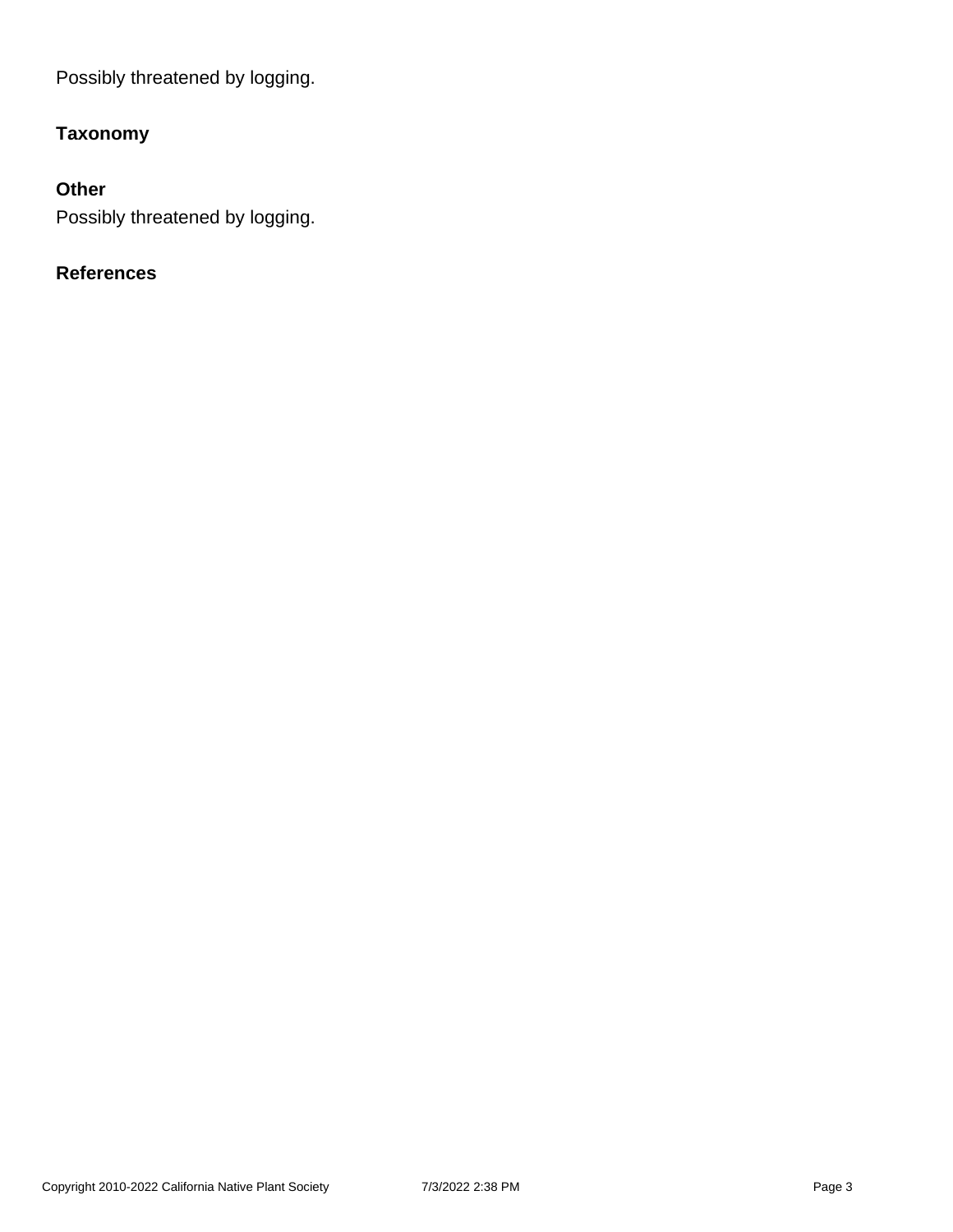Possibly threatened by logging.

### Taxonomy

### Other

Possibly threatened by logging.

### References